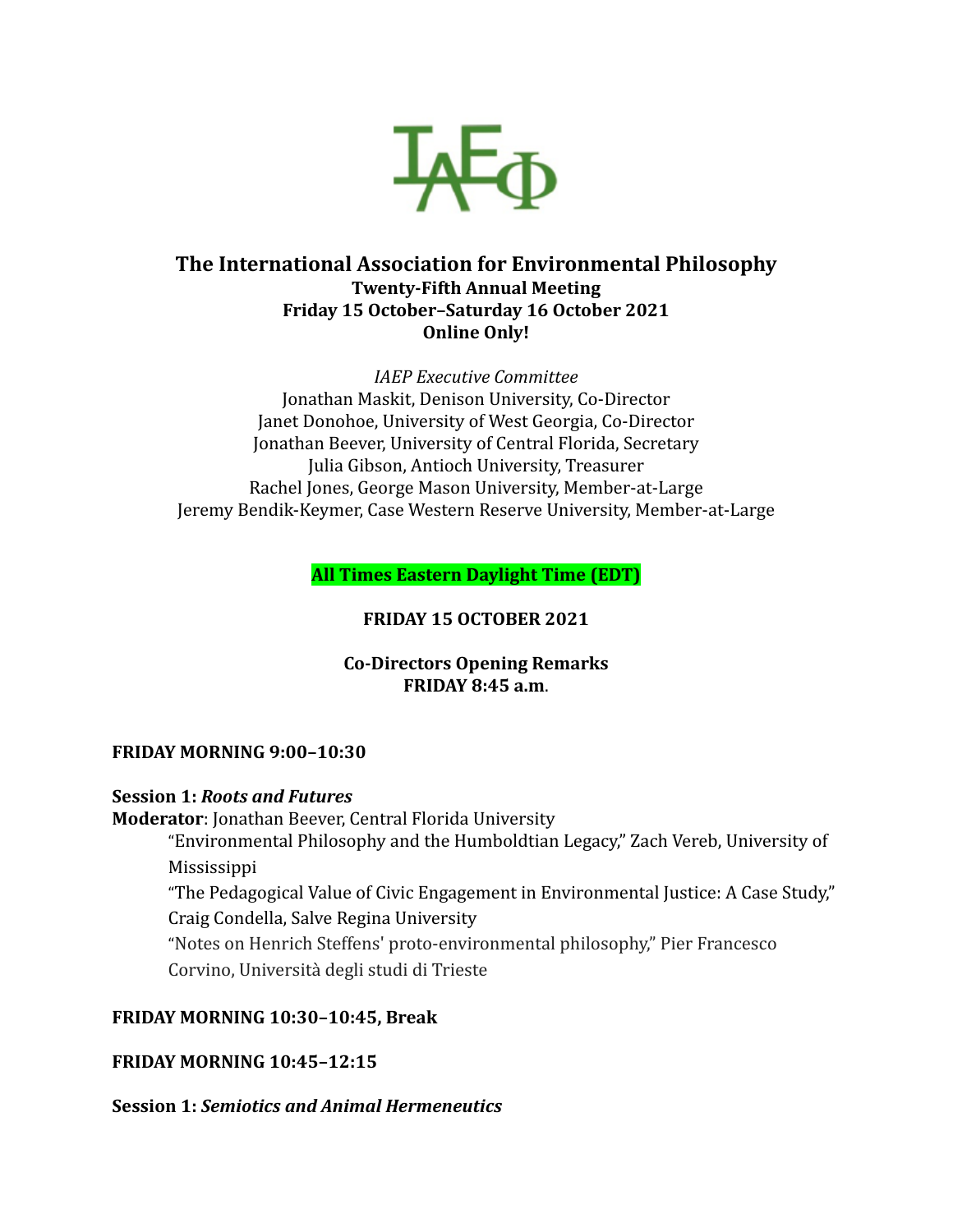# The International Association for Environmental Philosophy

**Twenty-Fifth Annual Meeting**
**Friday 15 October–Saturday 16 October 2021**
**Online Only!**

*IAEP Executive Committee*
Jonathan Maskit, Denison University, Co-Director
Janet Donohoe, University of West Georgia, Co-Director
Jonathan Beever, University of Central Florida, Secretary
Julia Gibson, Antioch University, Treasurer
Rachel Jones, George Mason University, Member-at-Large
Jeremy Bendik-Keymer, Case Western Reserve University, Member-at-Large

**All Times Eastern Daylight Time (EDT)**

## FRIDAY 15 OCTOBER 2021

**Co-Directors Opening Remarks**
**FRIDAY 8:45 a.m.**

### FRIDAY MORNING 9:00–10:30

**Session 1:** ***Roots and Futures***
**Moderator**: Jonathan Beever, Central Florida University

“Environmental Philosophy and the Humboldtian Legacy,” Zach Vereb, University of Mississippi

“The Pedagogical Value of Civic Engagement in Environmental Justice: A Case Study,” Craig Condella, Salve Regina University

“Notes on Henrich Steffens' proto-environmental philosophy,” Pier Francesco Corvino, Università degli studi di Trieste

### FRIDAY MORNING 10:30–10:45, Break

### FRIDAY MORNING 10:45–12:15

**Session 1:** ***Semiotics and Animal Hermeneutics***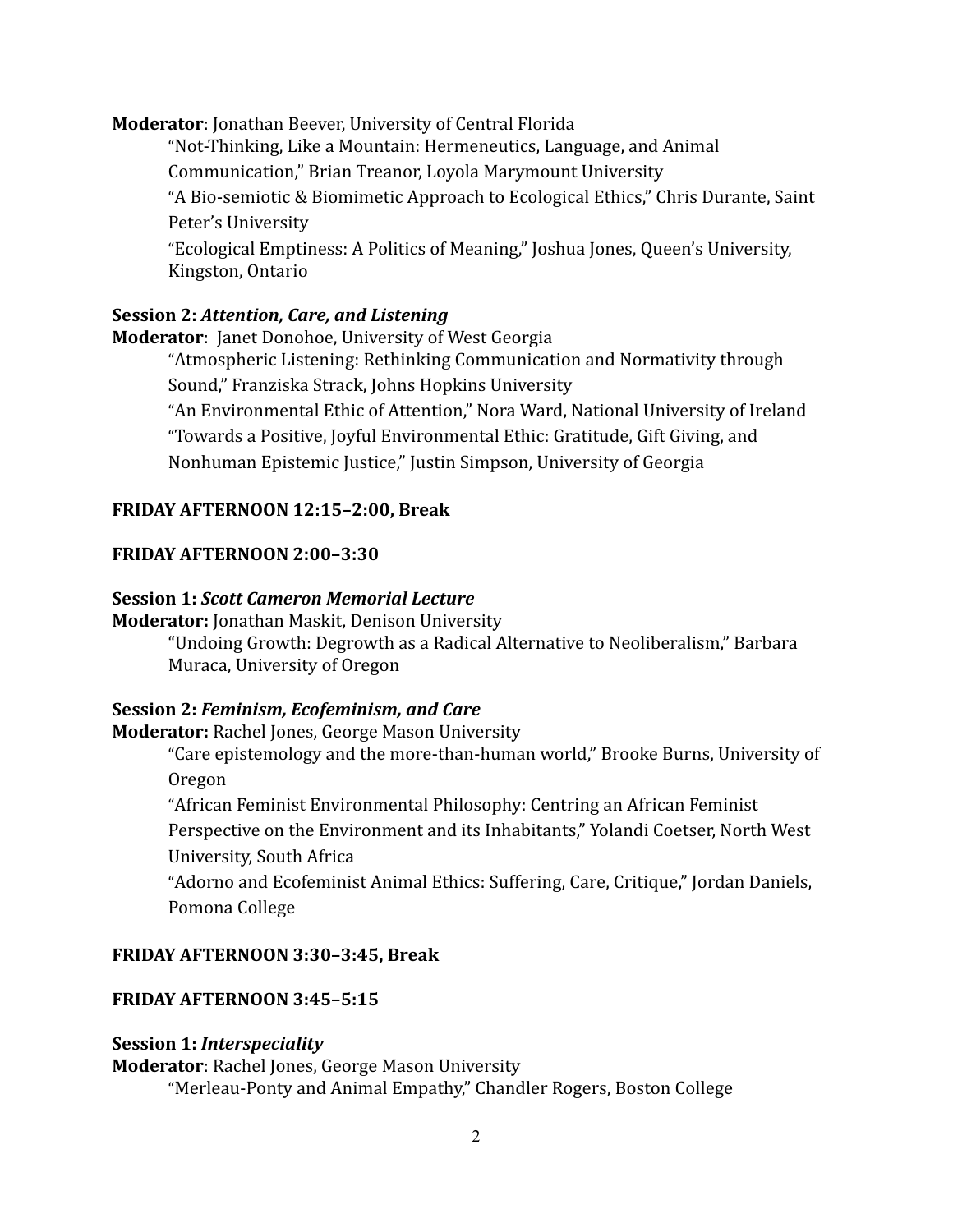**Moderator**: Jonathan Beever, University of Central Florida

> "Not-Thinking, Like a Mountain: Hermeneutics, Language, and Animal Communication," Brian Treanor, Loyola Marymount University
>
> "A Bio-semiotic & Biomimetic Approach to Ecological Ethics," Chris Durante, Saint Peter's University
>
> "Ecological Emptiness: A Politics of Meaning," Joshua Jones, Queen's University, Kingston, Ontario

**Session 2: *Attention, Care, and Listening***

**Moderator**: Janet Donohoe, University of West Georgia

> "Atmospheric Listening: Rethinking Communication and Normativity through Sound," Franziska Strack, Johns Hopkins University
>
> "An Environmental Ethic of Attention," Nora Ward, National University of Ireland
>
> "Towards a Positive, Joyful Environmental Ethic: Gratitude, Gift Giving, and Nonhuman Epistemic Justice," Justin Simpson, University of Georgia

**FRIDAY AFTERNOON 12:15–2:00, Break**

**FRIDAY AFTERNOON 2:00–3:30**

**Session 1: *Scott Cameron Memorial Lecture***

**Moderator:** Jonathan Maskit, Denison University

> "Undoing Growth: Degrowth as a Radical Alternative to Neoliberalism," Barbara Muraca, University of Oregon

**Session 2: *Feminism, Ecofeminism, and Care***

**Moderator:** Rachel Jones, George Mason University

> "Care epistemology and the more-than-human world," Brooke Burns, University of Oregon
>
> "African Feminist Environmental Philosophy: Centring an African Feminist Perspective on the Environment and its Inhabitants," Yolandi Coetser, North West University, South Africa
>
> "Adorno and Ecofeminist Animal Ethics: Suffering, Care, Critique," Jordan Daniels, Pomona College

**FRIDAY AFTERNOON 3:30–3:45, Break**

**FRIDAY AFTERNOON 3:45–5:15**

**Session 1: *Interspeciality***

**Moderator**: Rachel Jones, George Mason University

> "Merleau-Ponty and Animal Empathy," Chandler Rogers, Boston College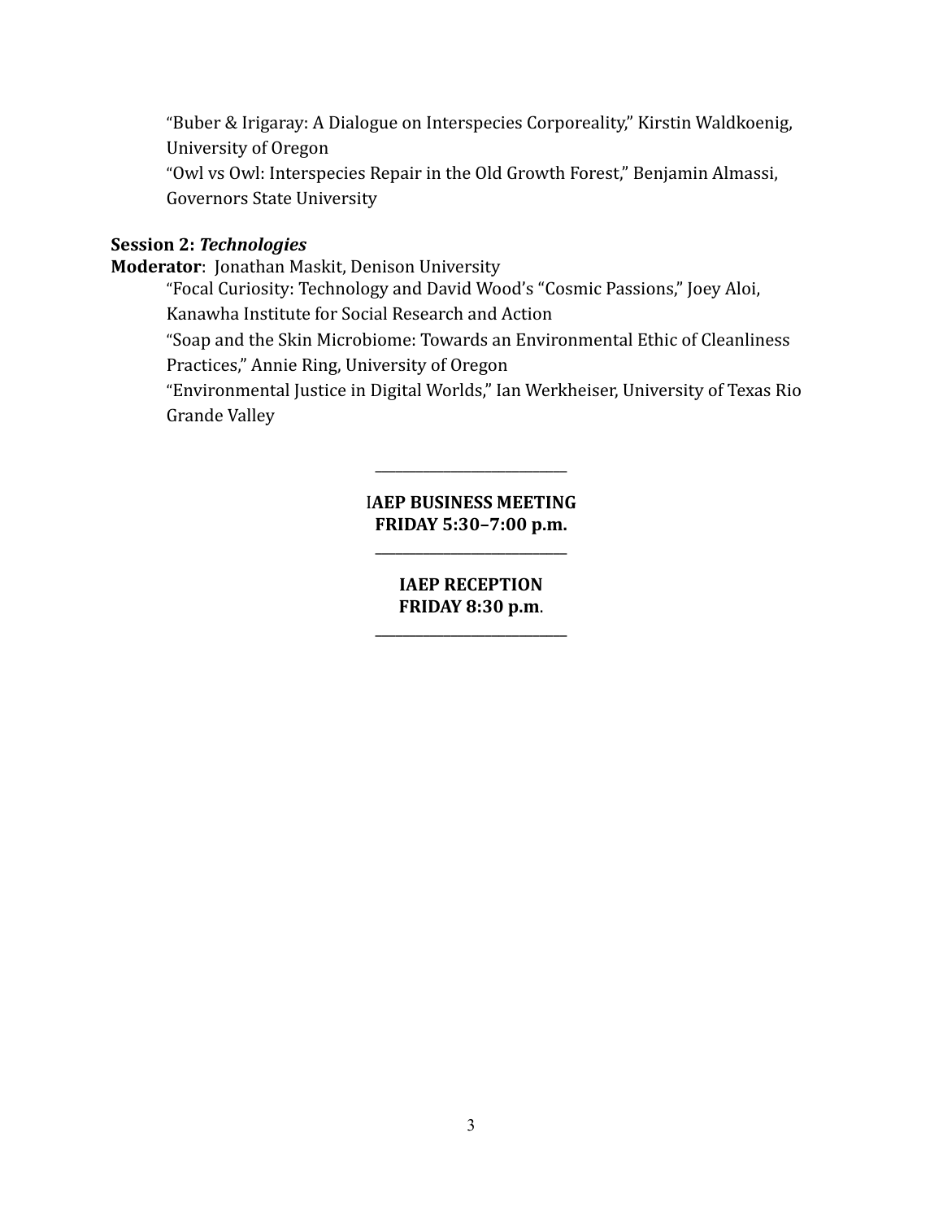"Buber & Irigaray: A Dialogue on Interspecies Corporeality," Kirstin Waldkoenig, University of Oregon

"Owl vs Owl: Interspecies Repair in the Old Growth Forest," Benjamin Almassi, Governors State University

**Session 2: *Technologies***
**Moderator**: Jonathan Maskit, Denison University

"Focal Curiosity: Technology and David Wood's "Cosmic Passions," Joey Aloi, Kanawha Institute for Social Research and Action

"Soap and the Skin Microbiome: Towards an Environmental Ethic of Cleanliness Practices," Annie Ring, University of Oregon

"Environmental Justice in Digital Worlds," Ian Werkheiser, University of Texas Rio Grande Valley

---

**IAEP BUSINESS MEETING**
**FRIDAY 5:30–7:00 p.m.**

---

**IAEP RECEPTION**
**FRIDAY 8:30 p.m**.

---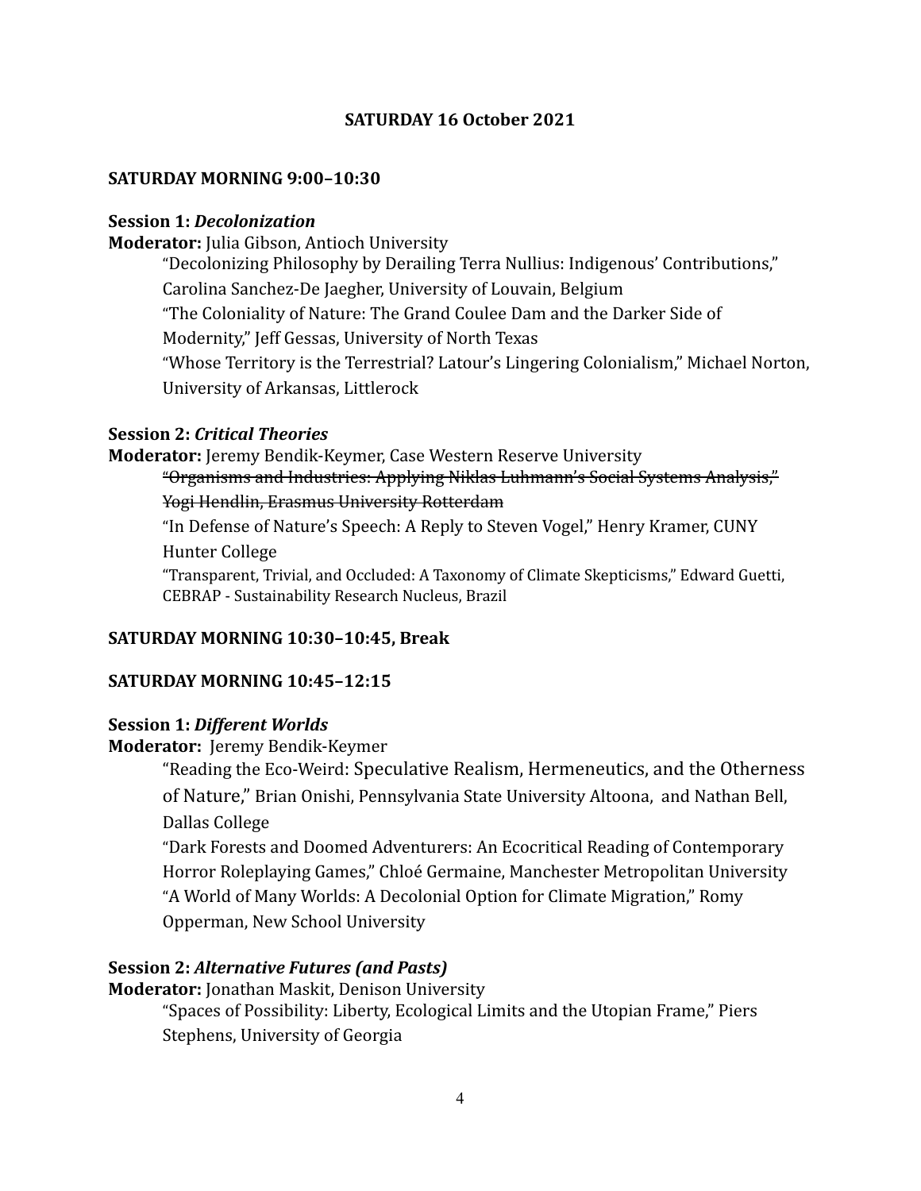**SATURDAY 16 October 2021**

**SATURDAY MORNING 9:00–10:30**

**Session 1:** ***Decolonization***

**Moderator:** Julia Gibson, Antioch University

"Decolonizing Philosophy by Derailing Terra Nullius: Indigenous' Contributions," Carolina Sanchez-De Jaegher, University of Louvain, Belgium

"The Coloniality of Nature: The Grand Coulee Dam and the Darker Side of Modernity," Jeff Gessas, University of North Texas

"Whose Territory is the Terrestrial? Latour's Lingering Colonialism," Michael Norton, University of Arkansas, Littlerock

**Session 2:** ***Critical Theories***

**Moderator:** Jeremy Bendik-Keymer, Case Western Reserve University

~~"Organisms and Industries: Applying Niklas Luhmann's Social Systems Analysis," Yogi Hendlin, Erasmus University Rotterdam~~

"In Defense of Nature's Speech: A Reply to Steven Vogel," Henry Kramer, CUNY Hunter College

"Transparent, Trivial, and Occluded: A Taxonomy of Climate Skepticisms," Edward Guetti, CEBRAP - Sustainability Research Nucleus, Brazil

**SATURDAY MORNING 10:30–10:45, Break**

**SATURDAY MORNING 10:45–12:15**

**Session 1:** ***Different Worlds***

**Moderator:** Jeremy Bendik-Keymer

"Reading the Eco-Weird: Speculative Realism, Hermeneutics, and the Otherness of Nature," Brian Onishi, Pennsylvania State University Altoona, and Nathan Bell, Dallas College

"Dark Forests and Doomed Adventurers: An Ecocritical Reading of Contemporary Horror Roleplaying Games," Chloé Germaine, Manchester Metropolitan University

"A World of Many Worlds: A Decolonial Option for Climate Migration," Romy Opperman, New School University

**Session 2:** ***Alternative Futures (and Pasts)***

**Moderator:** Jonathan Maskit, Denison University

"Spaces of Possibility: Liberty, Ecological Limits and the Utopian Frame," Piers Stephens, University of Georgia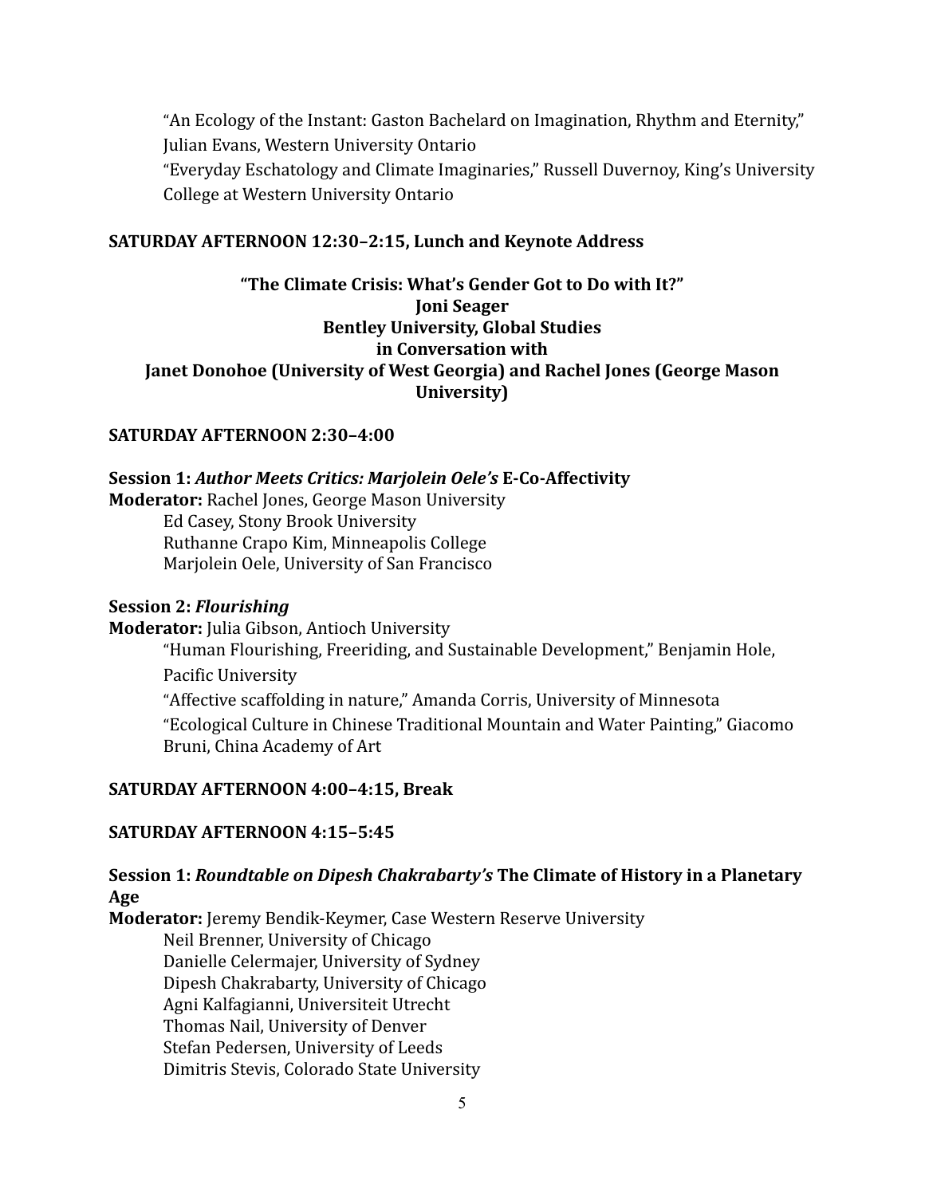"An Ecology of the Instant: Gaston Bachelard on Imagination, Rhythm and Eternity," Julian Evans, Western University Ontario

"Everyday Eschatology and Climate Imaginaries," Russell Duvernoy, King's University College at Western University Ontario

**SATURDAY AFTERNOON 12:30–2:15, Lunch and Keynote Address**

**"The Climate Crisis: What's Gender Got to Do with It?"**
**Joni Seager**
**Bentley University, Global Studies**
**in Conversation with**
**Janet Donohoe (University of West Georgia) and Rachel Jones (George Mason University)**

**SATURDAY AFTERNOON 2:30–4:00**

**Session 1:** ***Author Meets Critics: Marjolein Oele's*** **E-Co-Affectivity**

**Moderator:** Rachel Jones, George Mason University

Ed Casey, Stony Brook University
Ruthanne Crapo Kim, Minneapolis College
Marjolein Oele, University of San Francisco

**Session 2:** ***Flourishing***

**Moderator:** Julia Gibson, Antioch University

"Human Flourishing, Freeriding, and Sustainable Development," Benjamin Hole, Pacific University

"Affective scaffolding in nature," Amanda Corris, University of Minnesota

"Ecological Culture in Chinese Traditional Mountain and Water Painting," Giacomo Bruni, China Academy of Art

**SATURDAY AFTERNOON 4:00–4:15, Break**

**SATURDAY AFTERNOON 4:15–5:45**

**Session 1:** ***Roundtable on Dipesh Chakrabarty's*** **The Climate of History in a Planetary Age**

**Moderator:** Jeremy Bendik-Keymer, Case Western Reserve University

Neil Brenner, University of Chicago
Danielle Celermajer, University of Sydney
Dipesh Chakrabarty, University of Chicago
Agni Kalfagianni, Universiteit Utrecht
Thomas Nail, University of Denver
Stefan Pedersen, University of Leeds
Dimitris Stevis, Colorado State University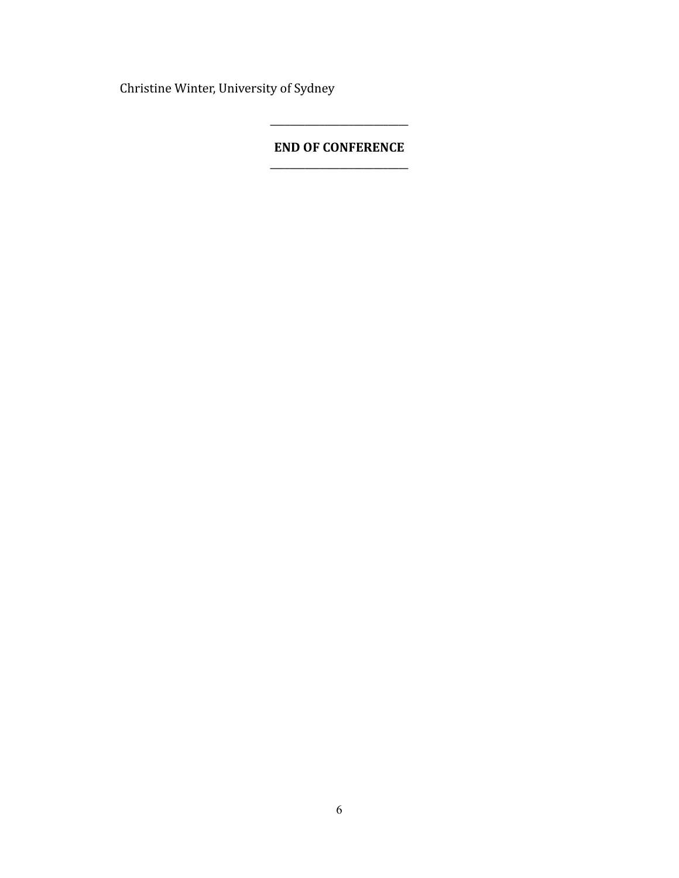Christine Winter, University of Sydney

---

**END OF CONFERENCE**

---